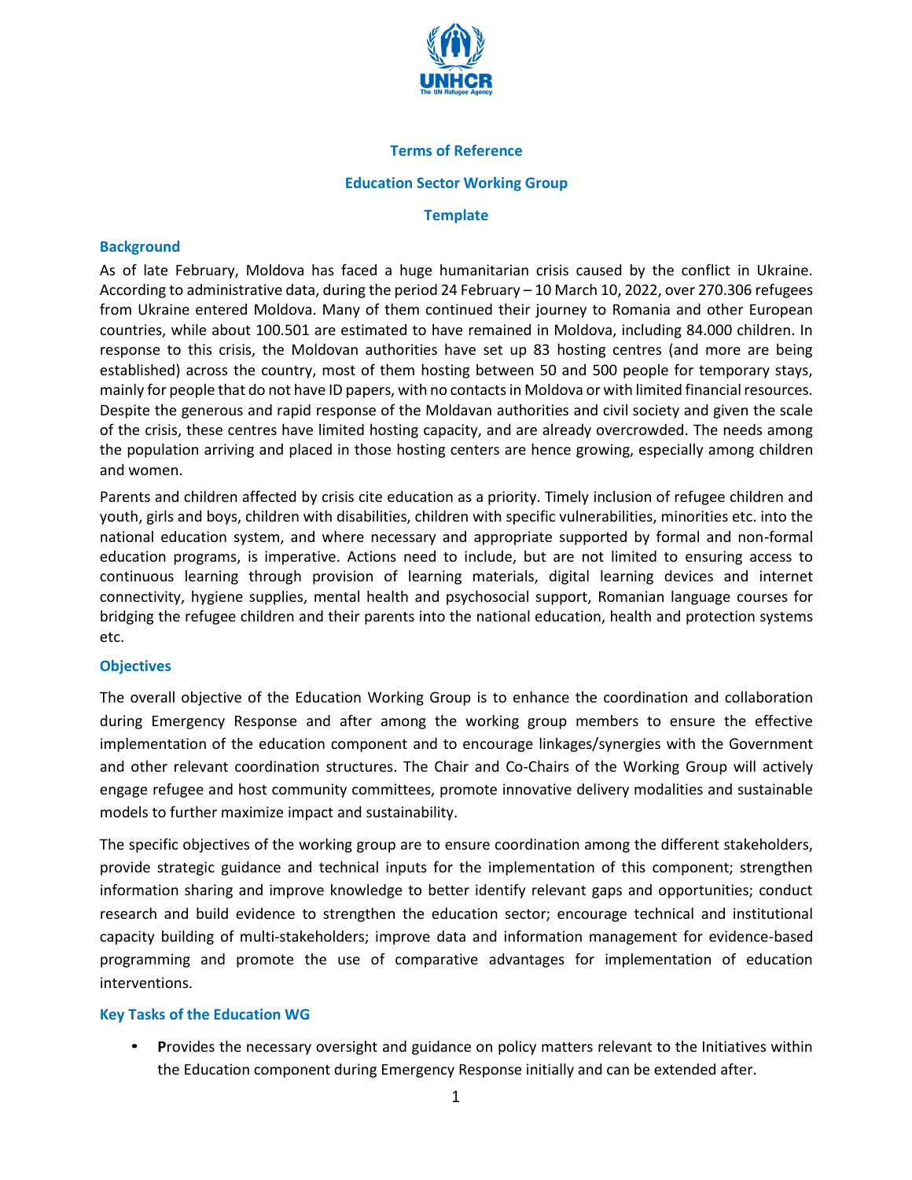**Terms of Reference**

**Education Sector Working Group**

**Template**

## Background

As of late February, Moldova has faced a huge humanitarian crisis caused by the conflict in Ukraine. According to administrative data, during the period 24 February – 10 March 10, 2022, over 270.306 refugees from Ukraine entered Moldova. Many of them continued their journey to Romania and other European countries, while about 100.501 are estimated to have remained in Moldova, including 84.000 children. In response to this crisis, the Moldovan authorities have set up 83 hosting centres (and more are being established) across the country, most of them hosting between 50 and 500 people for temporary stays, mainly for people that do not have ID papers, with no contacts in Moldova or with limited financial resources. Despite the generous and rapid response of the Moldavan authorities and civil society and given the scale of the crisis, these centres have limited hosting capacity, and are already overcrowded. The needs among the population arriving and placed in those hosting centers are hence growing, especially among children and women.

Parents and children affected by crisis cite education as a priority. Timely inclusion of refugee children and youth, girls and boys, children with disabilities, children with specific vulnerabilities, minorities etc. into the national education system, and where necessary and appropriate supported by formal and non-formal education programs, is imperative. Actions need to include, but are not limited to ensuring access to continuous learning through provision of learning materials, digital learning devices and internet connectivity, hygiene supplies, mental health and psychosocial support, Romanian language courses for bridging the refugee children and their parents into the national education, health and protection systems etc.

## Objectives

The overall objective of the Education Working Group is to enhance the coordination and collaboration during Emergency Response and after among the working group members to ensure the effective implementation of the education component and to encourage linkages/synergies with the Government and other relevant coordination structures. The Chair and Co-Chairs of the Working Group will actively engage refugee and host community committees, promote innovative delivery modalities and sustainable models to further maximize impact and sustainability.

The specific objectives of the working group are to ensure coordination among the different stakeholders, provide strategic guidance and technical inputs for the implementation of this component; strengthen information sharing and improve knowledge to better identify relevant gaps and opportunities; conduct research and build evidence to strengthen the education sector; encourage technical and institutional capacity building of multi-stakeholders; improve data and information management for evidence-based programming and promote the use of comparative advantages for implementation of education interventions.

## Key Tasks of the Education WG

- **P**rovides the necessary oversight and guidance on policy matters relevant to the Initiatives within the Education component during Emergency Response initially and can be extended after.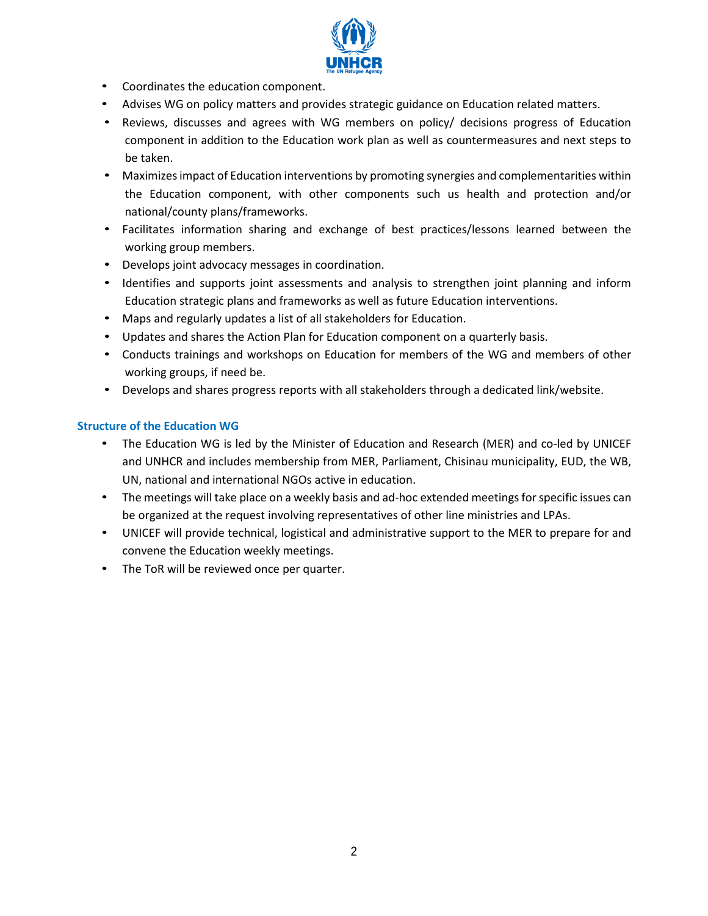- Coordinates the education component.
- Advises WG on policy matters and provides strategic guidance on Education related matters.
- Reviews, discusses and agrees with WG members on policy/ decisions progress of Education component in addition to the Education work plan as well as countermeasures and next steps to be taken.
- Maximizes impact of Education interventions by promoting synergies and complementarities within the Education component, with other components such us health and protection and/or national/county plans/frameworks.
- Facilitates information sharing and exchange of best practices/lessons learned between the working group members.
- Develops joint advocacy messages in coordination.
- Identifies and supports joint assessments and analysis to strengthen joint planning and inform Education strategic plans and frameworks as well as future Education interventions.
- Maps and regularly updates a list of all stakeholders for Education.
- Updates and shares the Action Plan for Education component on a quarterly basis.
- Conducts trainings and workshops on Education for members of the WG and members of other working groups, if need be.
- Develops and shares progress reports with all stakeholders through a dedicated link/website.

### Structure of the Education WG

- The Education WG is led by the Minister of Education and Research (MER) and co-led by UNICEF and UNHCR and includes membership from MER, Parliament, Chisinau municipality, EUD, the WB, UN, national and international NGOs active in education.
- The meetings will take place on a weekly basis and ad-hoc extended meetings for specific issues can be organized at the request involving representatives of other line ministries and LPAs.
- UNICEF will provide technical, logistical and administrative support to the MER to prepare for and convene the Education weekly meetings.
- The ToR will be reviewed once per quarter.